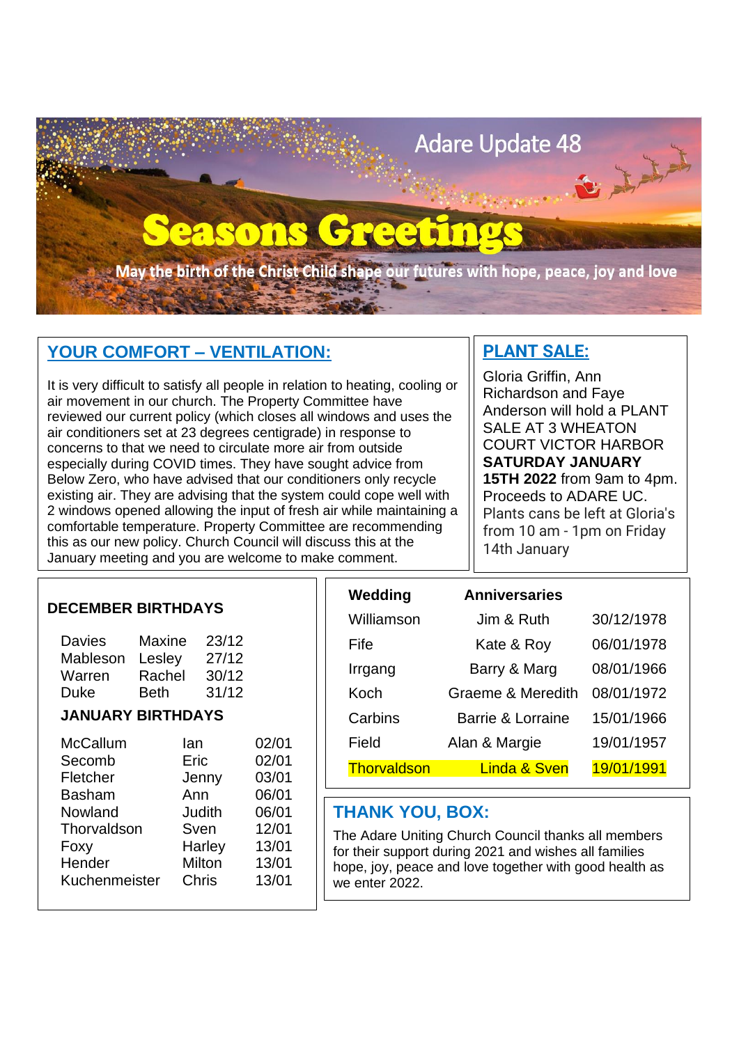# Adare Update 48

# Seasons Greetings

May the birth of the Christ Child shape our futures with hope, peace, joy and love

## YOUR COMFORT – VENTILATION:

It is very difficult to satisfy all people in relation to heating, cooling or air movement in our church. The Property Committee have reviewed our current policy (which closes all windows and uses the air conditioners set at 23 degrees centigrade) in response to concerns to that we need to circulate more air from outside especially during COVID times. They have sought advice from Below Zero, who have advised that our conditioners only recycle existing air. They are advising that the system could cope well with 2 windows opened allowing the input of fresh air while maintaining a comfortable temperature. Property Committee are recommending this as our new policy. Church Council will discuss this at the January meeting and you are welcome to make comment.

## PLANT SALE:

Gloria Griffin, Ann Richardson and Faye Anderson will hold a PLANT SALE AT 3 WHEATON COURT VICTOR HARBOR **SATURDAY JANUARY 15TH 2022** from 9am to 4pm. Proceeds to ADARE UC. Plants cans be left at Gloria's from 10 am - 1pm on Friday 14th January

### DECEMBER BIRTHDAYS

| | | |
|---|---|---|
| Davies | Maxine | 23/12 |
| Mableson | Lesley | 27/12 |
| Warren | Rachel | 30/12 |
| Duke | Beth | 31/12 |

### JANUARY BIRTHDAYS

| | | |
|---|---|---|
| McCallum | Ian | 02/01 |
| Secomb | Eric | 02/01 |
| Fletcher | Jenny | 03/01 |
| Basham | Ann | 06/01 |
| Nowland | Judith | 06/01 |
| Thorvaldson | Sven | 12/01 |
| Foxy | Harley | 13/01 |
| Hender | Milton | 13/01 |
| Kuchenmeister | Chris | 13/01 |

| **Wedding** | **Anniversaries** | |
|---|---|---|
| Williamson | Jim & Ruth | 30/12/1978 |
| Fife | Kate & Roy | 06/01/1978 |
| Irrgang | Barry & Marg | 08/01/1966 |
| Koch | Graeme & Meredith | 08/01/1972 |
| Carbins | Barrie & Lorraine | 15/01/1966 |
| Field | Alan & Margie | 19/01/1957 |
| Thorvaldson | Linda & Sven | 19/01/1991 |

## THANK YOU, BOX:

The Adare Uniting Church Council thanks all members for their support during 2021 and wishes all families hope, joy, peace and love together with good health as we enter 2022.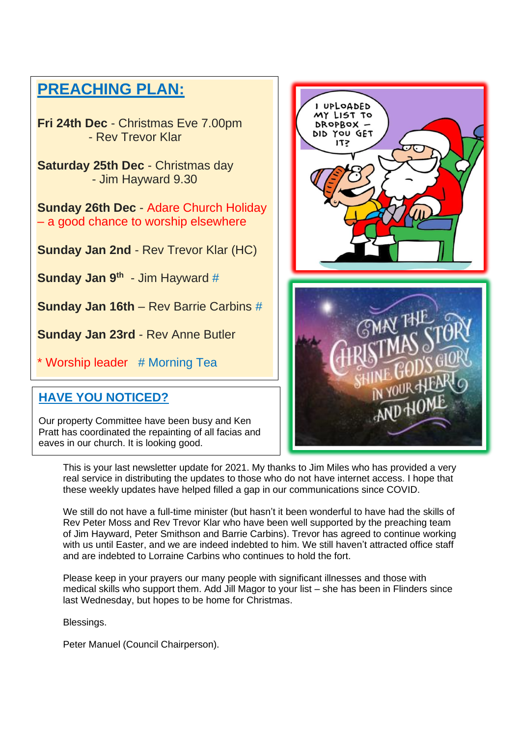## PREACHING PLAN:

**Fri 24th Dec** - Christmas Eve 7.00pm
- Rev Trevor Klar

**Saturday 25th Dec** - Christmas day
- Jim Hayward 9.30

**Sunday 26th Dec** - Adare Church Holiday – a good chance to worship elsewhere

**Sunday Jan 2nd** - Rev Trevor Klar (HC)

**Sunday Jan 9th** - Jim Hayward #

**Sunday Jan 16th** – Rev Barrie Carbins #

**Sunday Jan 23rd** - Rev Anne Butler

* Worship leader # Morning Tea

## HAVE YOU NOTICED?

Our property Committee have been busy and Ken Pratt has coordinated the repainting of all facias and eaves in our church. It is looking good.

This is your last newsletter update for 2021. My thanks to Jim Miles who has provided a very real service in distributing the updates to those who do not have internet access. I hope that these weekly updates have helped filled a gap in our communications since COVID.

We still do not have a full-time minister (but hasn't it been wonderful to have had the skills of Rev Peter Moss and Rev Trevor Klar who have been well supported by the preaching team of Jim Hayward, Peter Smithson and Barrie Carbins). Trevor has agreed to continue working with us until Easter, and we are indeed indebted to him. We still haven't attracted office staff and are indebted to Lorraine Carbins who continues to hold the fort.

Please keep in your prayers our many people with significant illnesses and those with medical skills who support them. Add Jill Magor to your list – she has been in Flinders since last Wednesday, but hopes to be home for Christmas.

Blessings.

Peter Manuel (Council Chairperson).